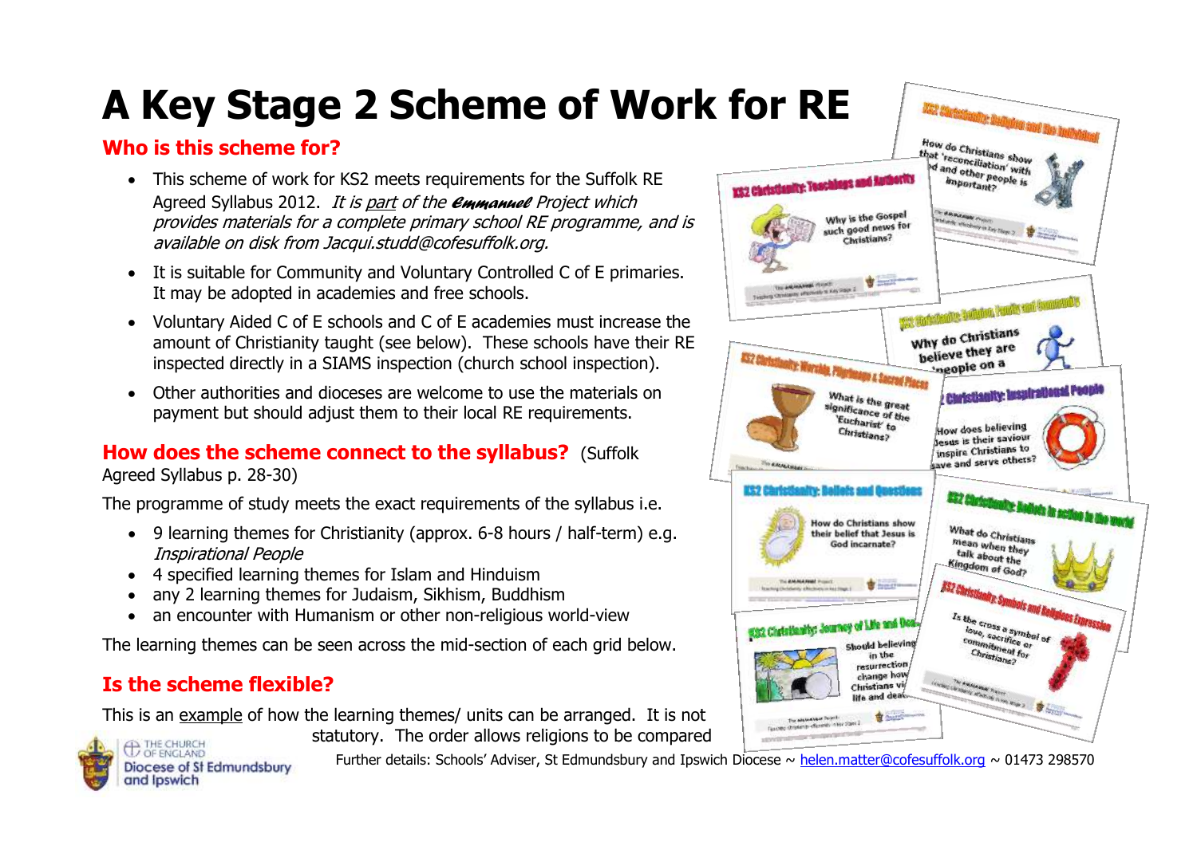# A Key Stage 2 Scheme of Work for RE

## Who is this scheme for?

- This scheme of work for KS2 meets requirements for the Suffolk RE Agreed Syllabus 2012. *It is part of the Emmanuel Project which provides materials for a complete primary school RE programme, and is available on disk from Jacqui.studd@cofesuffolk.org.*
- It is suitable for Community and Voluntary Controlled C of E primaries. It may be adopted in academies and free schools.
- Voluntary Aided C of E schools and C of E academies must increase the amount of Christianity taught (see below). These schools have their RE inspected directly in a SIAMS inspection (church school inspection).
- Other authorities and dioceses are welcome to use the materials on payment but should adjust them to their local RE requirements.

## How does the scheme connect to the syllabus? (Suffolk Agreed Syllabus p. 28-30)

The programme of study meets the exact requirements of the syllabus i.e.

- 9 learning themes for Christianity (approx. 6-8 hours / half-term) e.g. *Inspirational People*
- 4 specified learning themes for Islam and Hinduism
- any 2 learning themes for Judaism, Sikhism, Buddhism
- an encounter with Humanism or other non-religious world-view

The learning themes can be seen across the mid-section of each grid below.

## Is the scheme flexible?

This is an example of how the learning themes/ units can be arranged. It is not statutory. The order allows religions to be compared

KS2 Christianity: Teachings and Authority — Why is the Gospel such good news for Christians?

KS2 Christianity: Religion and the Individual — How do Christians show that 'reconciliation' with God and other people is important?

KS2 Christianity: Religion, Family and Community — Why do Christians believe they are people on a ...

KS2 Christianity: Worship, Pilgrimage & Sacred Places — What is the great significance of the 'Eucharist' to Christians?

KS2 Christianity: Inspirational People — How does believing Jesus is their saviour inspire Christians to save and serve others?

KS2 Christianity: Beliefs and Questions — How do Christians show their belief that Jesus is God incarnate?

KS2 Christianity: Beliefs in action in the world — What do Christians mean when they talk about the Kingdom of God?

KS2 Christianity: Journey of Life and Death — Should believing in the resurrection change how Christians view life and death?

KS2 Christianity: Symbols and Religious Expression — Is the cross a symbol of love, sacrifice or commitment for Christians?

The Church of England
Diocese of St Edmundsbury and Ipswich

Further details: Schools' Adviser, St Edmundsbury and Ipswich Diocese ~ helen.matter@cofesuffolk.org ~ 01473 298570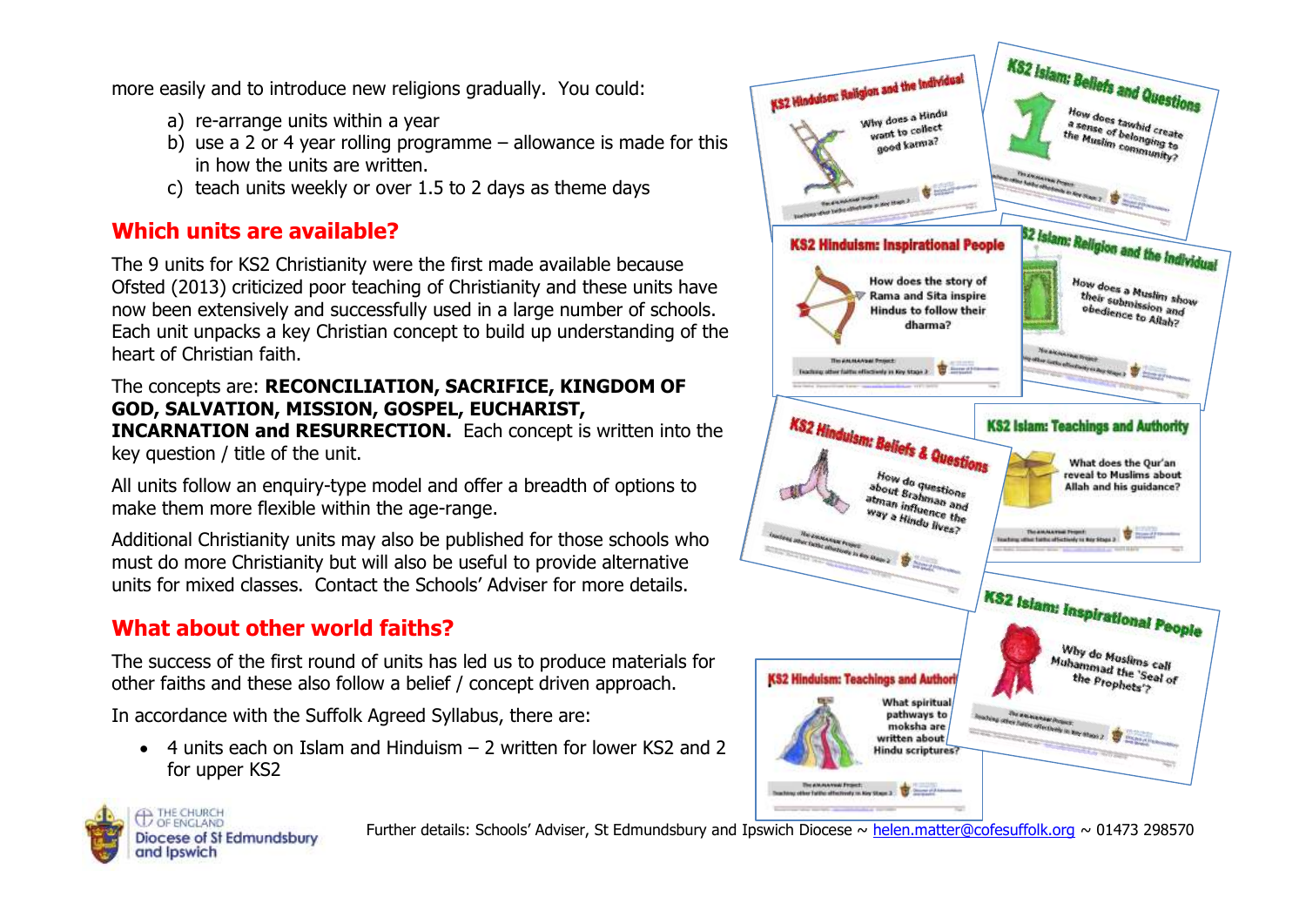more easily and to introduce new religions gradually. You could:

a) re-arrange units within a year
b) use a 2 or 4 year rolling programme – allowance is made for this in how the units are written.
c) teach units weekly or over 1.5 to 2 days as theme days

## Which units are available?

The 9 units for KS2 Christianity were the first made available because Ofsted (2013) criticized poor teaching of Christianity and these units have now been extensively and successfully used in a large number of schools. Each unit unpacks a key Christian concept to build up understanding of the heart of Christian faith.

The concepts are: **RECONCILIATION, SACRIFICE, KINGDOM OF GOD, SALVATION, MISSION, GOSPEL, EUCHARIST, INCARNATION and RESURRECTION.** Each concept is written into the key question / title of the unit.

All units follow an enquiry-type model and offer a breadth of options to make them more flexible within the age-range.

Additional Christianity units may also be published for those schools who must do more Christianity but will also be useful to provide alternative units for mixed classes. Contact the Schools' Adviser for more details.

## What about other world faiths?

The success of the first round of units has led us to produce materials for other faiths and these also follow a belief / concept driven approach.

In accordance with the Suffolk Agreed Syllabus, there are:

- 4 units each on Islam and Hinduism – 2 written for lower KS2 and 2 for upper KS2

KS2 Hinduism: Religion and the Individual – Why does a Hindu want to collect good karma?

KS2 Islam: Beliefs and Questions – How does tawhid create a sense of belonging to the Muslim community?

KS2 Hinduism: Inspirational People – How does the story of Rama and Sita inspire Hindus to follow their dharma?

KS2 Islam: Religion and the Individual – How does a Muslim show their submission and obedience to Allah?

KS2 Hinduism: Beliefs & Questions – How do questions about Brahman and atman influence the way a Hindu lives?

KS2 Islam: Teachings and Authority – What does the Qur'an reveal to Muslims about Allah and his guidance?

KS2 Islam: Inspirational People – Why do Muslims call Muhammad the 'Seal of the Prophets'?

KS2 Hinduism: Teachings and Authority – What spiritual pathways to moksha are written about Hindu scriptures?

Further details: Schools' Adviser, St Edmundsbury and Ipswich Diocese ~ helen.matter@cofesuffolk.org ~ 01473 298570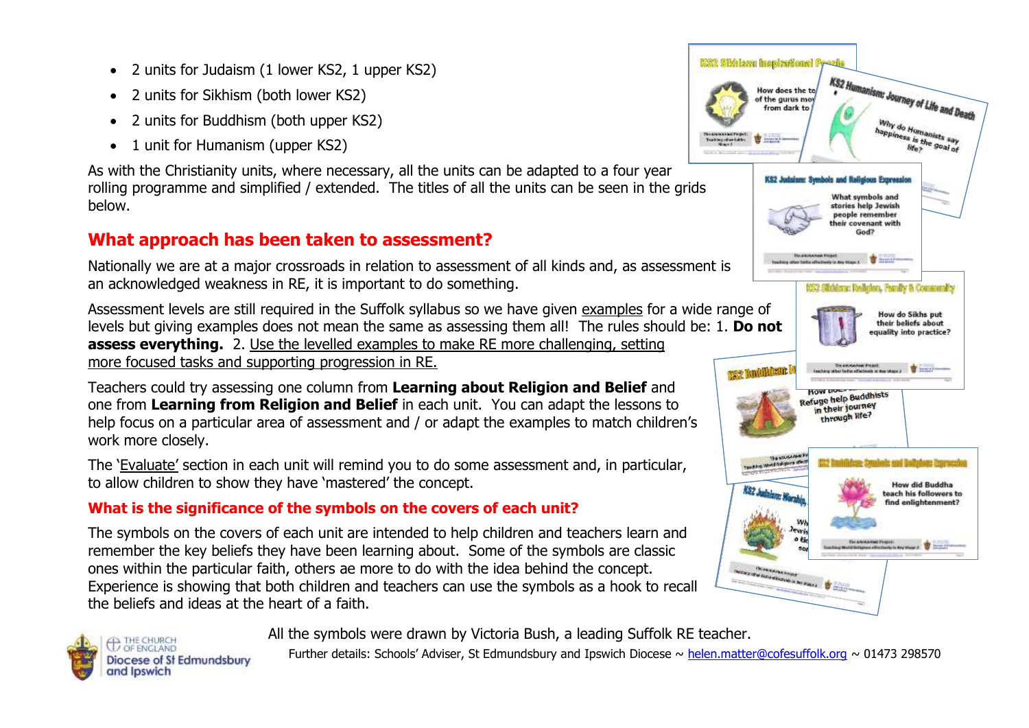- 2 units for Judaism (1 lower KS2, 1 upper KS2)
- 2 units for Sikhism (both lower KS2)
- 2 units for Buddhism (both upper KS2)
- 1 unit for Humanism (upper KS2)

As with the Christianity units, where necessary, all the units can be adapted to a four year rolling programme and simplified / extended. The titles of all the units can be seen in the grids below.

## What approach has been taken to assessment?

Nationally we are at a major crossroads in relation to assessment of all kinds and, as assessment is an acknowledged weakness in RE, it is important to do something.

Assessment levels are still required in the Suffolk syllabus so we have given examples for a wide range of levels but giving examples does not mean the same as assessing them all! The rules should be: 1. **Do not assess everything.** 2. Use the levelled examples to make RE more challenging, setting more focused tasks and supporting progression in RE.

Teachers could try assessing one column from **Learning about Religion and Belief** and one from **Learning from Religion and Belief** in each unit. You can adapt the lessons to help focus on a particular area of assessment and / or adapt the examples to match children's work more closely.

The 'Evaluate' section in each unit will remind you to do some assessment and, in particular, to allow children to show they have 'mastered' the concept.

### What is the significance of the symbols on the covers of each unit?

The symbols on the covers of each unit are intended to help children and teachers learn and remember the key beliefs they have been learning about. Some of the symbols are classic ones within the particular faith, others ae more to do with the idea behind the concept. Experience is showing that both children and teachers can use the symbols as a hook to recall the beliefs and ideas at the heart of a faith.

All the symbols were drawn by Victoria Bush, a leading Suffolk RE teacher.

Further details: Schools' Adviser, St Edmundsbury and Ipswich Diocese ~ helen.matter@cofesuffolk.org ~ 01473 298570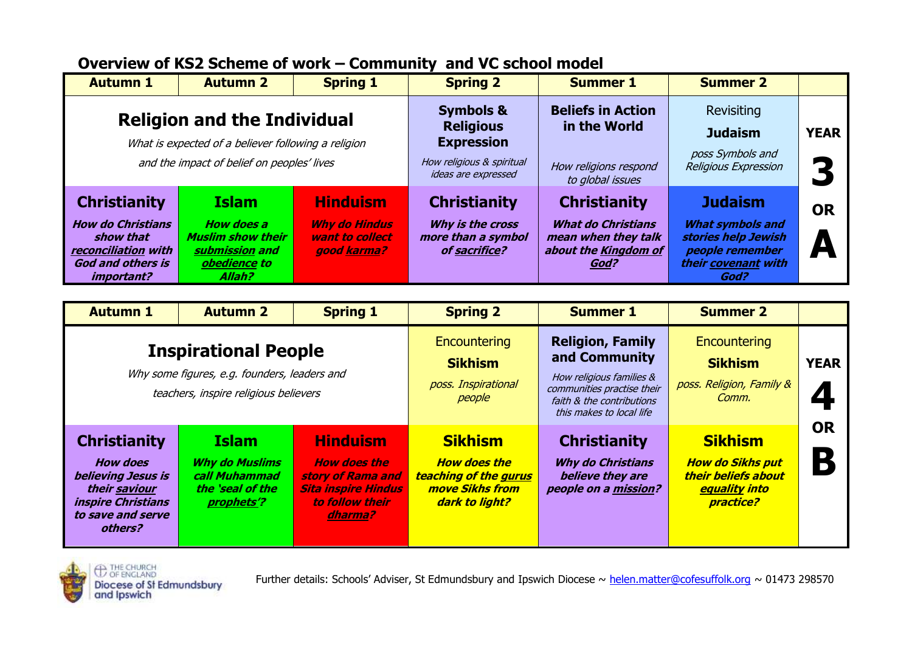## Overview of KS2 Scheme of work – Community and VC school model

| Autumn 1 | Autumn 2 | Spring 1 | Spring 2 | Summer 1 | Summer 2 | |
|---|---|---|---|---|---|---|
| **Religion and the Individual** *What is expected of a believer following a religion and the impact of belief on peoples' lives* | | | **Symbols & Religious Expression** *How religious & spiritual ideas are expressed* | **Beliefs in Action in the World** *How religions respond to global issues* | Revisiting **Judaism** *poss Symbols and Religious Expression* | **YEAR 3 OR A** |
| **Christianity** ***How do Christians show that reconciliation with God and others is important?*** | **Islam** ***How does a Muslim show their submission and obedience to Allah?*** | **Hinduism** ***Why do Hindus want to collect good karma?*** | **Christianity** ***Why is the cross more than a symbol of sacrifice?*** | **Christianity** ***What do Christians mean when they talk about the Kingdom of God?*** | **Judaism** ***What symbols and stories help Jewish people remember their covenant with God?*** | |

| Autumn 1 | Autumn 2 | Spring 1 | Spring 2 | Summer 1 | Summer 2 | |
|---|---|---|---|---|---|---|
| **Inspirational People** *Why some figures, e.g. founders, leaders and teachers, inspire religious believers* | | | Encountering **Sikhism** *poss. Inspirational people* | **Religion, Family and Community** *How religious families & communities practise their faith & the contributions this makes to local life* | Encountering **Sikhism** *poss. Religion, Family & Comm.* | **YEAR 4 OR B** |
| **Christianity** ***How does believing Jesus is their saviour inspire Christians to save and serve others?*** | **Islam** ***Why do Muslims call Muhammad the 'seal of the prophets'?*** | **Hinduism** ***How does the story of Rama and Sita inspire Hindus to follow their dharma?*** | **Sikhism** ***How does the teaching of the gurus move Sikhs from dark to light?*** | **Christianity** ***Why do Christians believe they are people on a mission?*** | **Sikhism** ***How do Sikhs put their beliefs about equality into practice?*** | |

THE CHURCH OF ENGLAND
Diocese of St Edmundsbury and Ipswich

Further details: Schools' Adviser, St Edmundsbury and Ipswich Diocese ~ helen.matter@cofesuffolk.org ~ 01473 298570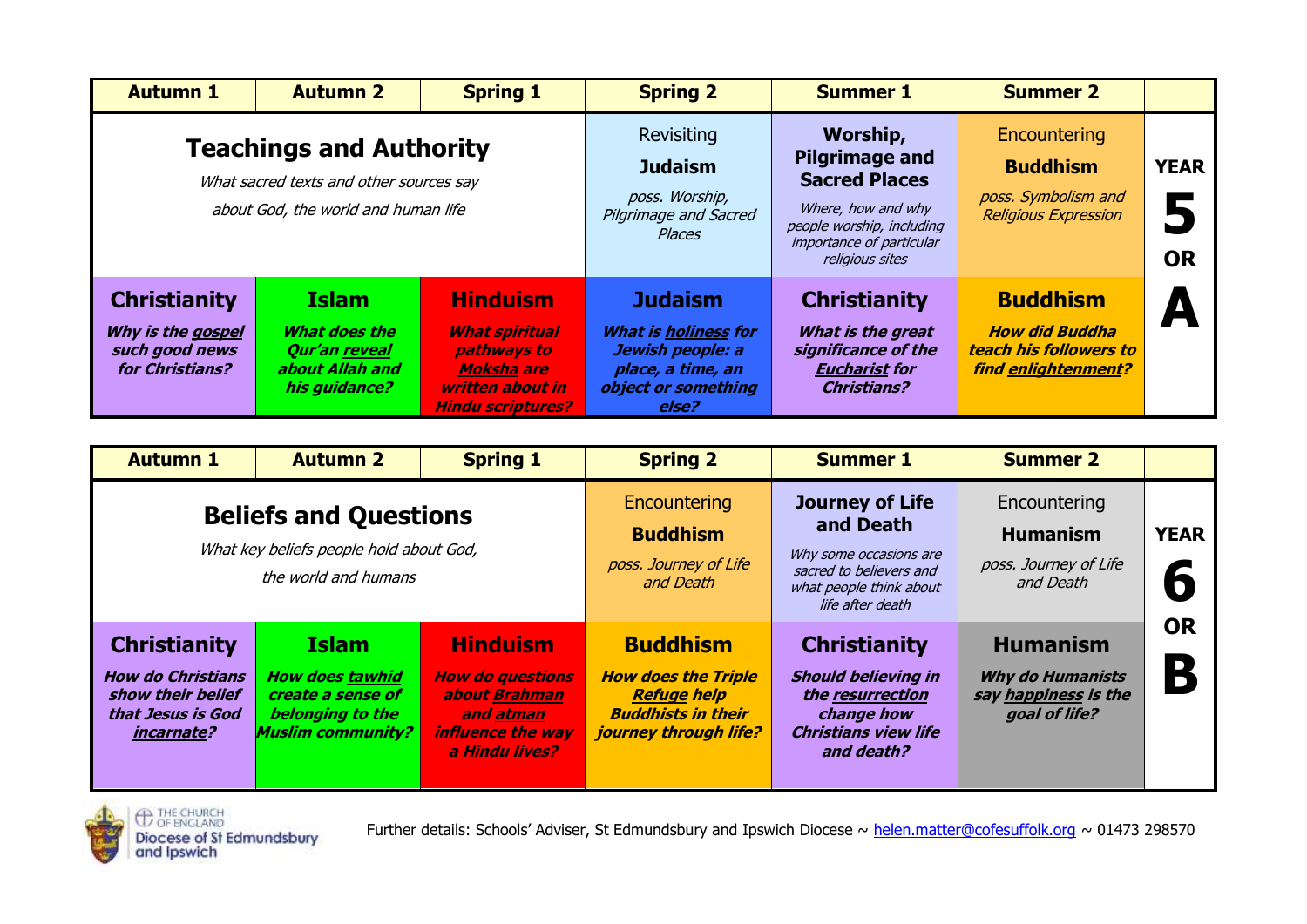| Autumn 1 | Autumn 2 | Spring 1 | Spring 2 | Summer 1 | Summer 2 | |
|---|---|---|---|---|---|---|
| **Teachings and Authority** *What sacred texts and other sources say about God, the world and human life* | | | Revisiting **Judaism** *poss. Worship, Pilgrimage and Sacred Places* | **Worship, Pilgrimage and Sacred Places** *Where, how and why people worship, including importance of particular religious sites* | Encountering **Buddhism** *poss. Symbolism and Religious Expression* | **YEAR 5 OR A** |
| **Christianity** ***Why is the gospel such good news for Christians?*** | **Islam** ***What does the Qur'an reveal about Allah and his guidance?*** | **Hinduism** ***What spiritual pathways to Moksha are written about in Hindu scriptures?*** | **Judaism** ***What is holiness for Jewish people: a place, a time, an object or something else?*** | **Christianity** ***What is the great significance of the Eucharist for Christians?*** | **Buddhism** ***How did Buddha teach his followers to find enlightenment?*** | |

| Autumn 1 | Autumn 2 | Spring 1 | Spring 2 | Summer 1 | Summer 2 | |
|---|---|---|---|---|---|---|
| **Beliefs and Questions** *What key beliefs people hold about God, the world and humans* | | | Encountering **Buddhism** *poss. Journey of Life and Death* | **Journey of Life and Death** *Why some occasions are sacred to believers and what people think about life after death* | Encountering **Humanism** *poss. Journey of Life and Death* | **YEAR 6 OR B** |
| **Christianity** ***How do Christians show their belief that Jesus is God incarnate?*** | **Islam** ***How does tawhid create a sense of belonging to the Muslim community?*** | **Hinduism** ***How do questions about Brahman and atman influence the way a Hindu lives?*** | **Buddhism** ***How does the Triple Refuge help Buddhists in their journey through life?*** | **Christianity** ***Should believing in the resurrection change how Christians view life and death?*** | **Humanism** ***Why do Humanists say happiness is the goal of life?*** | |

THE CHURCH OF ENGLAND
Diocese of St Edmundsbury and Ipswich

Further details: Schools' Adviser, St Edmundsbury and Ipswich Diocese ~ helen.matter@cofesuffolk.org ~ 01473 298570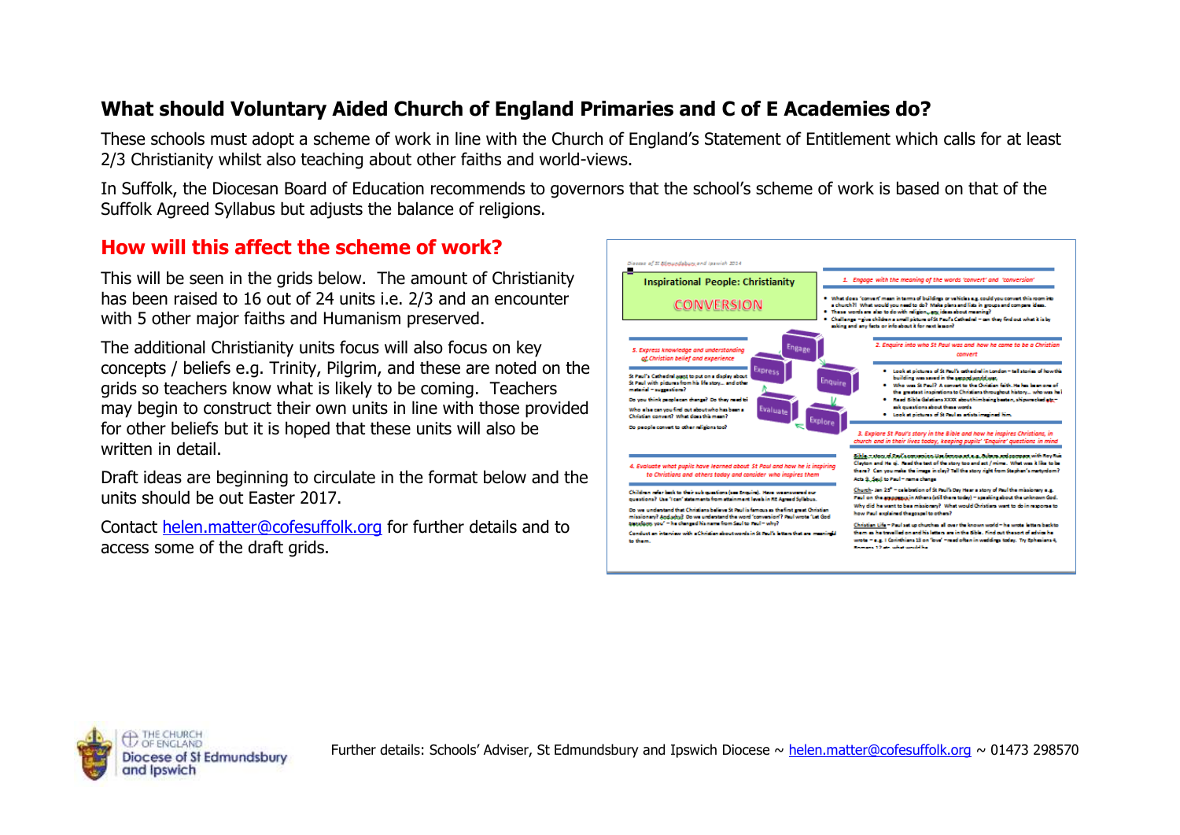## What should Voluntary Aided Church of England Primaries and C of E Academies do?

These schools must adopt a scheme of work in line with the Church of England's Statement of Entitlement which calls for at least 2/3 Christianity whilst also teaching about other faiths and world-views.

In Suffolk, the Diocesan Board of Education recommends to governors that the school's scheme of work is based on that of the Suffolk Agreed Syllabus but adjusts the balance of religions.

## How will this affect the scheme of work?

This will be seen in the grids below. The amount of Christianity has been raised to 16 out of 24 units i.e. 2/3 and an encounter with 5 other major faiths and Humanism preserved.

The additional Christianity units focus will also focus on key concepts / beliefs e.g. Trinity, Pilgrim, and these are noted on the grids so teachers know what is likely to be coming. Teachers may begin to construct their own units in line with those provided for other beliefs but it is hoped that these units will also be written in detail.

Draft ideas are beginning to circulate in the format below and the units should be out Easter 2017.

Contact helen.matter@cofesuffolk.org for further details and to access some of the draft grids.

Further details: Schools' Adviser, St Edmundsbury and Ipswich Diocese ~ helen.matter@cofesuffolk.org ~ 01473 298570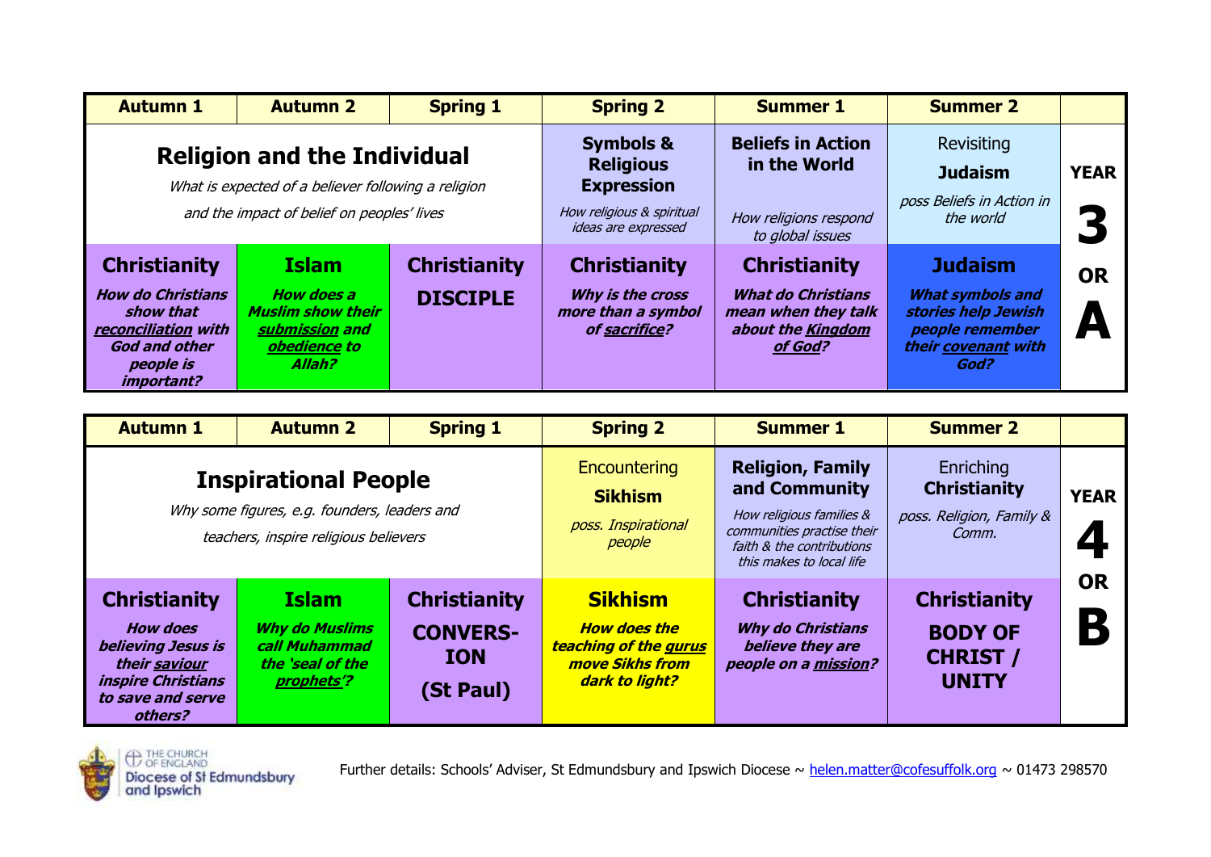| Autumn 1 | Autumn 2 | Spring 1 | Spring 2 | Summer 1 | Summer 2 | |
|---|---|---|---|---|---|---|
| **Religion and the Individual** *What is expected of a believer following a religion and the impact of belief on peoples' lives* | | | **Symbols & Religious Expression** *How religious & spiritual ideas are expressed* | **Beliefs in Action in the World** *How religions respond to global issues* | Revisiting **Judaism** *poss Beliefs in Action in the world* | **YEAR 3 OR A** |
| **Christianity** ***How do Christians show that reconciliation with God and other people is important?*** | **Islam** ***How does a Muslim show their submission and obedience to Allah?*** | **Christianity** **DISCIPLE** | **Christianity** ***Why is the cross more than a symbol of sacrifice?*** | **Christianity** ***What do Christians mean when they talk about the Kingdom of God?*** | **Judaism** ***What symbols and stories help Jewish people remember their covenant with God?*** | |

| Autumn 1 | Autumn 2 | Spring 1 | Spring 2 | Summer 1 | Summer 2 | |
|---|---|---|---|---|---|---|
| **Inspirational People** *Why some figures, e.g. founders, leaders and teachers, inspire religious believers* | | | Encountering **Sikhism** *poss. Inspirational people* | **Religion, Family and Community** *How religious families & communities practise their faith & the contributions this makes to local life* | Enriching **Christianity** *poss. Religion, Family & Comm.* | **YEAR 4 OR B** |
| **Christianity** ***How does believing Jesus is their saviour inspire Christians to save and serve others?*** | **Islam** ***Why do Muslims call Muhammad the 'seal of the prophets'?*** | **Christianity** **CONVERS-ION (St Paul)** | **Sikhism** ***How does the teaching of the gurus move Sikhs from dark to light?*** | **Christianity** ***Why do Christians believe they are people on a mission?*** | **Christianity** **BODY OF CHRIST / UNITY** | |

The Church of England Diocese of St Edmundsbury and Ipswich

Further details: Schools' Adviser, St Edmundsbury and Ipswich Diocese ~ helen.matter@cofesuffolk.org ~ 01473 298570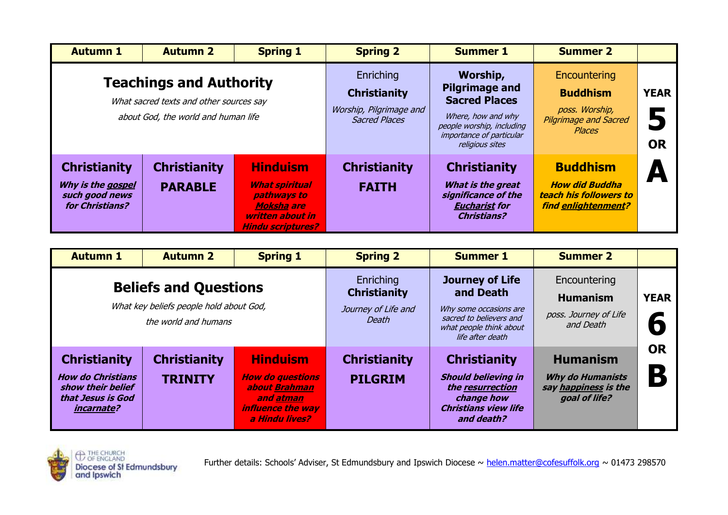| Autumn 1 | Autumn 2 | Spring 1 | Spring 2 | Summer 1 | Summer 2 | |
|---|---|---|---|---|---|---|
| **Teachings and Authority** *What sacred texts and other sources say about God, the world and human life* | | | Enriching **Christianity** *Worship, Pilgrimage and Sacred Places* | **Worship, Pilgrimage and Sacred Places** *Where, how and why people worship, including importance of particular religious sites* | Encountering **Buddhism** *poss. Worship, Pilgrimage and Sacred Places* | **YEAR 5 OR A** |
| **Christianity** ***Why is the gospel such good news for Christians?*** | **Christianity** **PARABLE** | **Hinduism** ***What spiritual pathways to Moksha are written about in Hindu scriptures?*** | **Christianity** **FAITH** | **Christianity** ***What is the great significance of the Eucharist for Christians?*** | **Buddhism** ***How did Buddha teach his followers to find enlightenment?*** | |

| Autumn 1 | Autumn 2 | Spring 1 | Spring 2 | Summer 1 | Summer 2 | |
|---|---|---|---|---|---|---|
| **Beliefs and Questions** *What key beliefs people hold about God, the world and humans* | | | Enriching **Christianity** *Journey of Life and Death* | **Journey of Life and Death** *Why some occasions are sacred to believers and what people think about life after death* | Encountering **Humanism** *poss. Journey of Life and Death* | **YEAR 6 OR B** |
| **Christianity** ***How do Christians show their belief that Jesus is God incarnate?*** | **Christianity** **TRINITY** | **Hinduism** ***How do questions about Brahman and atman influence the way a Hindu lives?*** | **Christianity** **PILGRIM** | **Christianity** ***Should believing in the resurrection change how Christians view life and death?*** | **Humanism** ***Why do Humanists say happiness is the goal of life?*** | |

THE CHURCH OF ENGLAND
Diocese of St Edmundsbury and Ipswich

Further details: Schools' Adviser, St Edmundsbury and Ipswich Diocese ~ helen.matter@cofesuffolk.org ~ 01473 298570